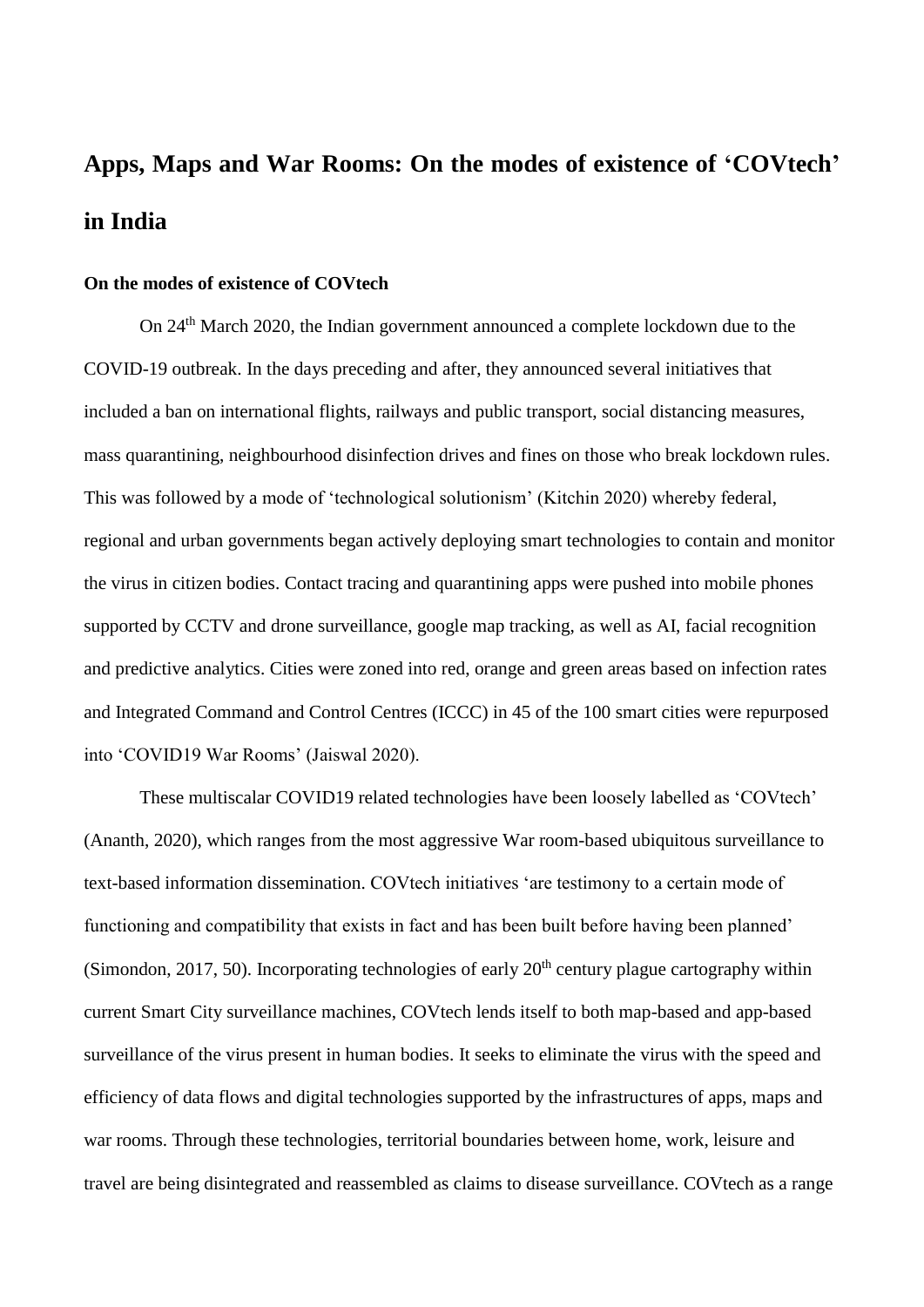# Apps, Maps and War Rooms: On the modes of existence of 'COVtech' in India

### On the modes of existence of COVtech

On 24th March 2020, the Indian government announced a complete lockdown due to the COVID-19 outbreak. In the days preceding and after, they announced several initiatives that included a ban on international flights, railways and public transport, social distancing measures, mass quarantining, neighbourhood disinfection drives and fines on those who break lockdown rules. This was followed by a mode of 'technological solutionism' (Kitchin 2020) whereby federal, regional and urban governments began actively deploying smart technologies to contain and monitor the virus in citizen bodies. Contact tracing and quarantining apps were pushed into mobile phones supported by CCTV and drone surveillance, google map tracking, as well as AI, facial recognition and predictive analytics. Cities were zoned into red, orange and green areas based on infection rates and Integrated Command and Control Centres (ICCC) in 45 of the 100 smart cities were repurposed into 'COVID19 War Rooms' (Jaiswal 2020).

These multiscalar COVID19 related technologies have been loosely labelled as 'COVtech' (Ananth, 2020), which ranges from the most aggressive War room-based ubiquitous surveillance to text-based information dissemination. COVtech initiatives 'are testimony to a certain mode of functioning and compatibility that exists in fact and has been built before having been planned' (Simondon, 2017, 50). Incorporating technologies of early 20th century plague cartography within current Smart City surveillance machines, COVtech lends itself to both map-based and app-based surveillance of the virus present in human bodies. It seeks to eliminate the virus with the speed and efficiency of data flows and digital technologies supported by the infrastructures of apps, maps and war rooms. Through these technologies, territorial boundaries between home, work, leisure and travel are being disintegrated and reassembled as claims to disease surveillance. COVtech as a range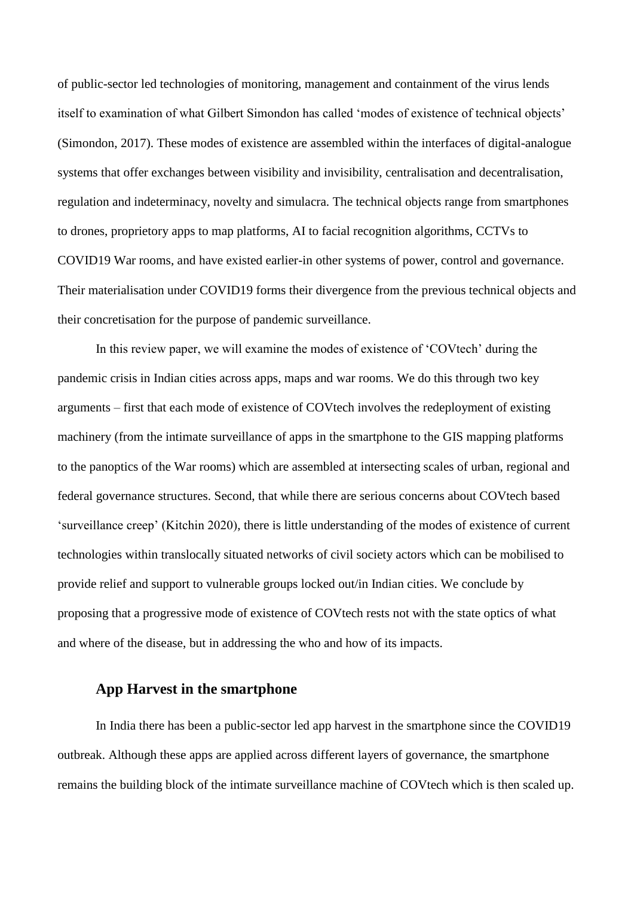of public-sector led technologies of monitoring, management and containment of the virus lends itself to examination of what Gilbert Simondon has called 'modes of existence of technical objects' (Simondon, 2017). These modes of existence are assembled within the interfaces of digital-analogue systems that offer exchanges between visibility and invisibility, centralisation and decentralisation, regulation and indeterminacy, novelty and simulacra. The technical objects range from smartphones to drones, proprietory apps to map platforms, AI to facial recognition algorithms, CCTVs to COVID19 War rooms, and have existed earlier-in other systems of power, control and governance. Their materialisation under COVID19 forms their divergence from the previous technical objects and their concretisation for the purpose of pandemic surveillance.

In this review paper, we will examine the modes of existence of 'COVtech' during the pandemic crisis in Indian cities across apps, maps and war rooms. We do this through two key arguments – first that each mode of existence of COVtech involves the redeployment of existing machinery (from the intimate surveillance of apps in the smartphone to the GIS mapping platforms to the panoptics of the War rooms) which are assembled at intersecting scales of urban, regional and federal governance structures. Second, that while there are serious concerns about COVtech based 'surveillance creep' (Kitchin 2020), there is little understanding of the modes of existence of current technologies within translocally situated networks of civil society actors which can be mobilised to provide relief and support to vulnerable groups locked out/in Indian cities. We conclude by proposing that a progressive mode of existence of COVtech rests not with the state optics of what and where of the disease, but in addressing the who and how of its impacts.

## App Harvest in the smartphone

In India there has been a public-sector led app harvest in the smartphone since the COVID19 outbreak. Although these apps are applied across different layers of governance, the smartphone remains the building block of the intimate surveillance machine of COVtech which is then scaled up.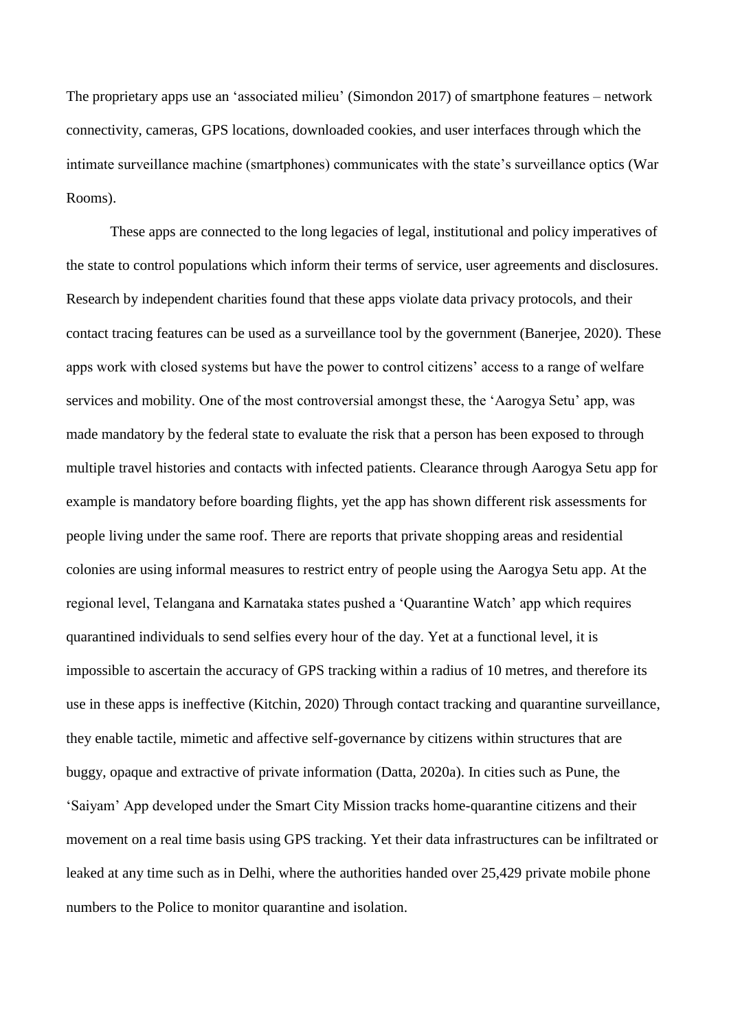The proprietary apps use an 'associated milieu' (Simondon 2017) of smartphone features – network connectivity, cameras, GPS locations, downloaded cookies, and user interfaces through which the intimate surveillance machine (smartphones) communicates with the state's surveillance optics (War Rooms).

These apps are connected to the long legacies of legal, institutional and policy imperatives of the state to control populations which inform their terms of service, user agreements and disclosures. Research by independent charities found that these apps violate data privacy protocols, and their contact tracing features can be used as a surveillance tool by the government (Banerjee, 2020). These apps work with closed systems but have the power to control citizens' access to a range of welfare services and mobility. One of the most controversial amongst these, the 'Aarogya Setu' app, was made mandatory by the federal state to evaluate the risk that a person has been exposed to through multiple travel histories and contacts with infected patients. Clearance through Aarogya Setu app for example is mandatory before boarding flights, yet the app has shown different risk assessments for people living under the same roof. There are reports that private shopping areas and residential colonies are using informal measures to restrict entry of people using the Aarogya Setu app. At the regional level, Telangana and Karnataka states pushed a 'Quarantine Watch' app which requires quarantined individuals to send selfies every hour of the day. Yet at a functional level, it is impossible to ascertain the accuracy of GPS tracking within a radius of 10 metres, and therefore its use in these apps is ineffective (Kitchin, 2020) Through contact tracking and quarantine surveillance, they enable tactile, mimetic and affective self-governance by citizens within structures that are buggy, opaque and extractive of private information (Datta, 2020a). In cities such as Pune, the 'Saiyam' App developed under the Smart City Mission tracks home-quarantine citizens and their movement on a real time basis using GPS tracking. Yet their data infrastructures can be infiltrated or leaked at any time such as in Delhi, where the authorities handed over 25,429 private mobile phone numbers to the Police to monitor quarantine and isolation.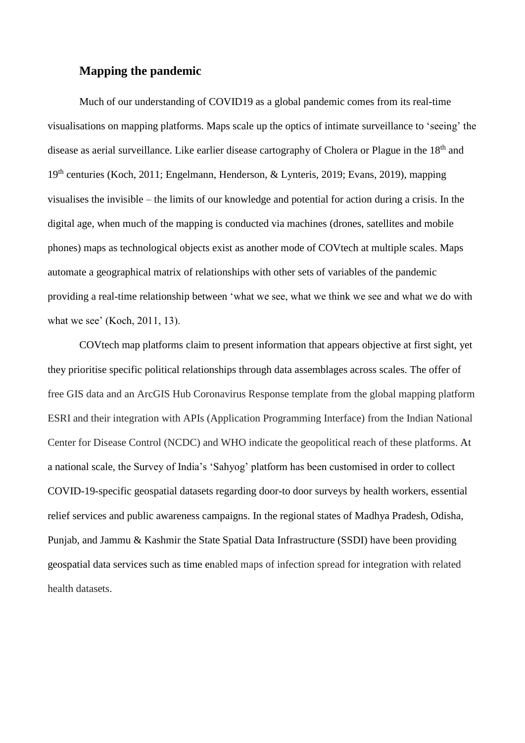## Mapping the pandemic

Much of our understanding of COVID19 as a global pandemic comes from its real-time visualisations on mapping platforms. Maps scale up the optics of intimate surveillance to 'seeing' the disease as aerial surveillance. Like earlier disease cartography of Cholera or Plague in the 18th and 19th centuries (Koch, 2011; Engelmann, Henderson, & Lynteris, 2019; Evans, 2019), mapping visualises the invisible – the limits of our knowledge and potential for action during a crisis. In the digital age, when much of the mapping is conducted via machines (drones, satellites and mobile phones) maps as technological objects exist as another mode of COVtech at multiple scales. Maps automate a geographical matrix of relationships with other sets of variables of the pandemic providing a real-time relationship between 'what we see, what we think we see and what we do with what we see' (Koch, 2011, 13).

COVtech map platforms claim to present information that appears objective at first sight, yet they prioritise specific political relationships through data assemblages across scales. The offer of free GIS data and an ArcGIS Hub Coronavirus Response template from the global mapping platform ESRI and their integration with APIs (Application Programming Interface) from the Indian National Center for Disease Control (NCDC) and WHO indicate the geopolitical reach of these platforms. At a national scale, the Survey of India's 'Sahyog' platform has been customised in order to collect COVID-19-specific geospatial datasets regarding door-to door surveys by health workers, essential relief services and public awareness campaigns. In the regional states of Madhya Pradesh, Odisha, Punjab, and Jammu & Kashmir the State Spatial Data Infrastructure (SSDI) have been providing geospatial data services such as time enabled maps of infection spread for integration with related health datasets.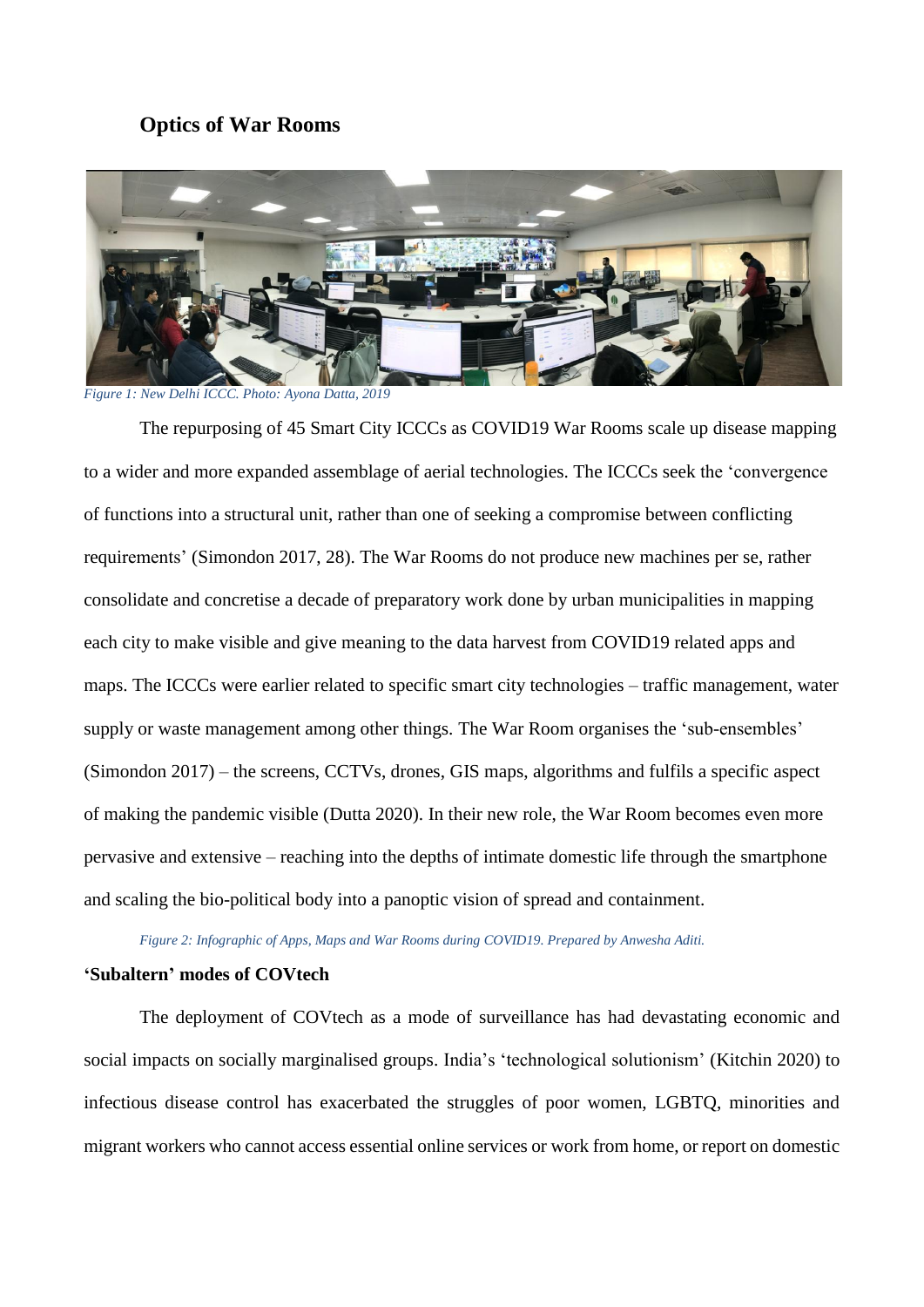### Optics of War Rooms

*Figure 1: New Delhi ICCC. Photo: Ayona Datta, 2019*

The repurposing of 45 Smart City ICCCs as COVID19 War Rooms scale up disease mapping to a wider and more expanded assemblage of aerial technologies. The ICCCs seek the 'convergence of functions into a structural unit, rather than one of seeking a compromise between conflicting requirements' (Simondon 2017, 28). The War Rooms do not produce new machines per se, rather consolidate and concretise a decade of preparatory work done by urban municipalities in mapping each city to make visible and give meaning to the data harvest from COVID19 related apps and maps. The ICCCs were earlier related to specific smart city technologies – traffic management, water supply or waste management among other things. The War Room organises the 'sub-ensembles' (Simondon 2017) – the screens, CCTVs, drones, GIS maps, algorithms and fulfils a specific aspect of making the pandemic visible (Dutta 2020). In their new role, the War Room becomes even more pervasive and extensive – reaching into the depths of intimate domestic life through the smartphone and scaling the bio-political body into a panoptic vision of spread and containment.

*Figure 2: Infographic of Apps, Maps and War Rooms during COVID19. Prepared by Anwesha Aditi.*

### 'Subaltern' modes of COVtech

The deployment of COVtech as a mode of surveillance has had devastating economic and social impacts on socially marginalised groups. India's 'technological solutionism' (Kitchin 2020) to infectious disease control has exacerbated the struggles of poor women, LGBTQ, minorities and migrant workers who cannot access essential online services or work from home, or report on domestic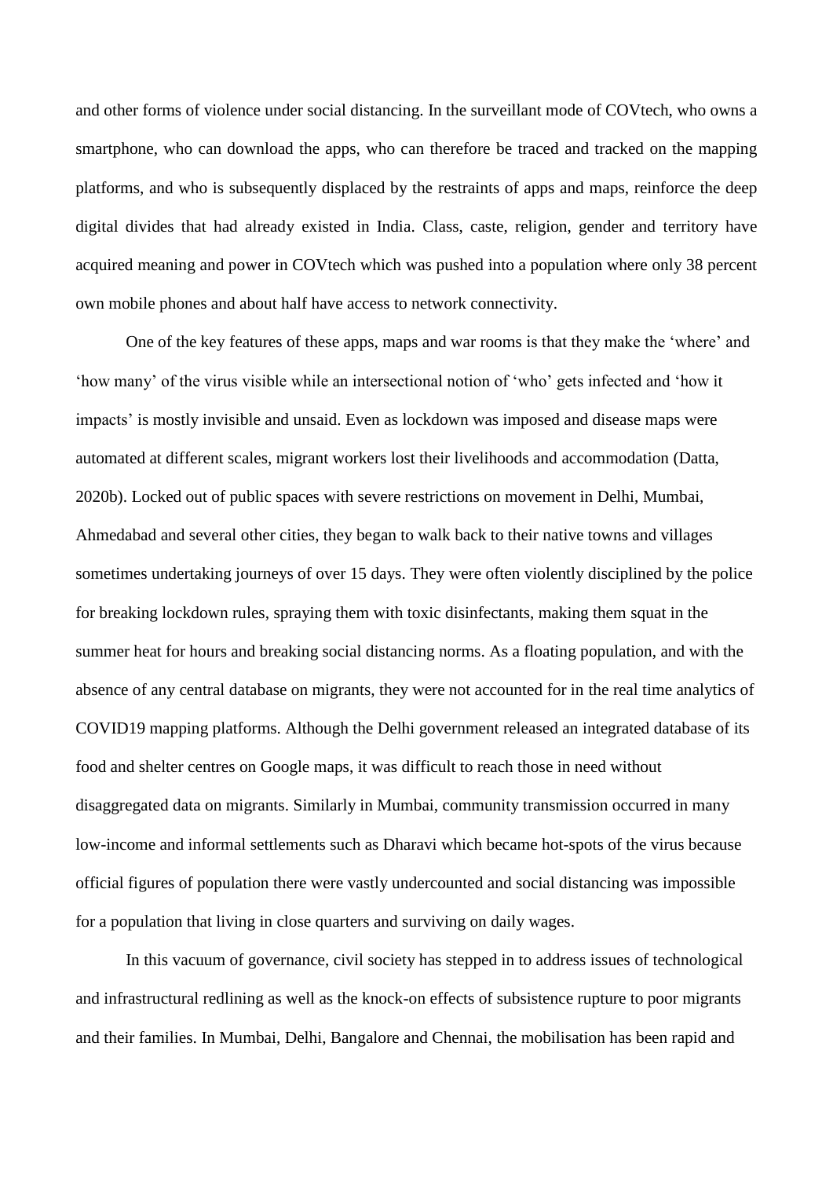and other forms of violence under social distancing. In the surveillant mode of COVtech, who owns a smartphone, who can download the apps, who can therefore be traced and tracked on the mapping platforms, and who is subsequently displaced by the restraints of apps and maps, reinforce the deep digital divides that had already existed in India. Class, caste, religion, gender and territory have acquired meaning and power in COVtech which was pushed into a population where only 38 percent own mobile phones and about half have access to network connectivity.

One of the key features of these apps, maps and war rooms is that they make the 'where' and 'how many' of the virus visible while an intersectional notion of 'who' gets infected and 'how it impacts' is mostly invisible and unsaid. Even as lockdown was imposed and disease maps were automated at different scales, migrant workers lost their livelihoods and accommodation (Datta, 2020b). Locked out of public spaces with severe restrictions on movement in Delhi, Mumbai, Ahmedabad and several other cities, they began to walk back to their native towns and villages sometimes undertaking journeys of over 15 days. They were often violently disciplined by the police for breaking lockdown rules, spraying them with toxic disinfectants, making them squat in the summer heat for hours and breaking social distancing norms. As a floating population, and with the absence of any central database on migrants, they were not accounted for in the real time analytics of COVID19 mapping platforms. Although the Delhi government released an integrated database of its food and shelter centres on Google maps, it was difficult to reach those in need without disaggregated data on migrants. Similarly in Mumbai, community transmission occurred in many low-income and informal settlements such as Dharavi which became hot-spots of the virus because official figures of population there were vastly undercounted and social distancing was impossible for a population that living in close quarters and surviving on daily wages.

In this vacuum of governance, civil society has stepped in to address issues of technological and infrastructural redlining as well as the knock-on effects of subsistence rupture to poor migrants and their families. In Mumbai, Delhi, Bangalore and Chennai, the mobilisation has been rapid and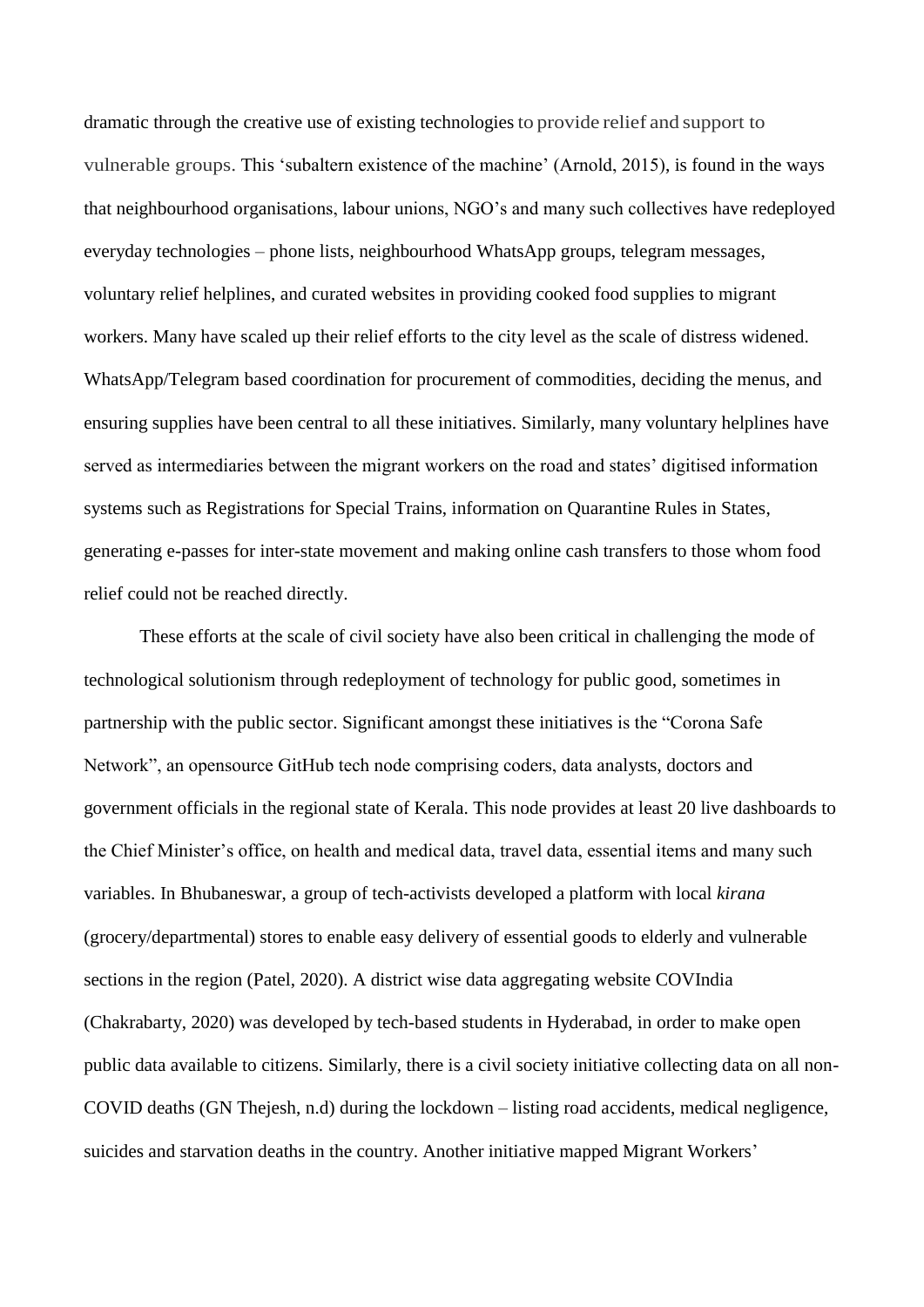dramatic through the creative use of existing technologies to provide relief and support to vulnerable groups. This 'subaltern existence of the machine' (Arnold, 2015), is found in the ways that neighbourhood organisations, labour unions, NGO's and many such collectives have redeployed everyday technologies – phone lists, neighbourhood WhatsApp groups, telegram messages, voluntary relief helplines, and curated websites in providing cooked food supplies to migrant workers. Many have scaled up their relief efforts to the city level as the scale of distress widened. WhatsApp/Telegram based coordination for procurement of commodities, deciding the menus, and ensuring supplies have been central to all these initiatives. Similarly, many voluntary helplines have served as intermediaries between the migrant workers on the road and states' digitised information systems such as Registrations for Special Trains, information on Quarantine Rules in States, generating e-passes for inter-state movement and making online cash transfers to those whom food relief could not be reached directly.

These efforts at the scale of civil society have also been critical in challenging the mode of technological solutionism through redeployment of technology for public good, sometimes in partnership with the public sector. Significant amongst these initiatives is the "Corona Safe Network", an opensource GitHub tech node comprising coders, data analysts, doctors and government officials in the regional state of Kerala. This node provides at least 20 live dashboards to the Chief Minister's office, on health and medical data, travel data, essential items and many such variables. In Bhubaneswar, a group of tech-activists developed a platform with local *kirana* (grocery/departmental) stores to enable easy delivery of essential goods to elderly and vulnerable sections in the region (Patel, 2020). A district wise data aggregating website COVIndia (Chakrabarty, 2020) was developed by tech-based students in Hyderabad, in order to make open public data available to citizens. Similarly, there is a civil society initiative collecting data on all non-COVID deaths (GN Thejesh, n.d) during the lockdown – listing road accidents, medical negligence, suicides and starvation deaths in the country. Another initiative mapped Migrant Workers'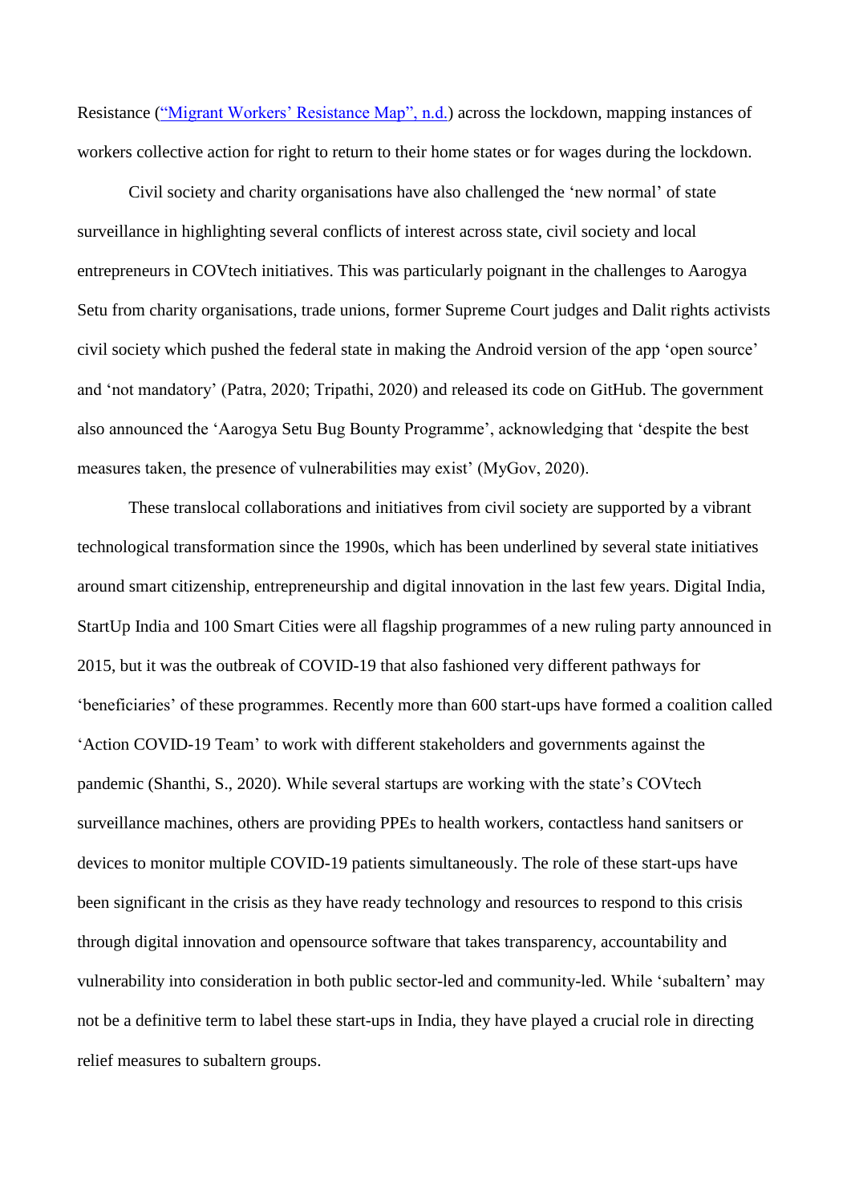Resistance ("Migrant Workers' Resistance Map", n.d.) across the lockdown, mapping instances of workers collective action for right to return to their home states or for wages during the lockdown.

Civil society and charity organisations have also challenged the 'new normal' of state surveillance in highlighting several conflicts of interest across state, civil society and local entrepreneurs in COVtech initiatives. This was particularly poignant in the challenges to Aarogya Setu from charity organisations, trade unions, former Supreme Court judges and Dalit rights activists civil society which pushed the federal state in making the Android version of the app 'open source' and 'not mandatory' (Patra, 2020; Tripathi, 2020) and released its code on GitHub. The government also announced the 'Aarogya Setu Bug Bounty Programme', acknowledging that 'despite the best measures taken, the presence of vulnerabilities may exist' (MyGov, 2020).

These translocal collaborations and initiatives from civil society are supported by a vibrant technological transformation since the 1990s, which has been underlined by several state initiatives around smart citizenship, entrepreneurship and digital innovation in the last few years. Digital India, StartUp India and 100 Smart Cities were all flagship programmes of a new ruling party announced in 2015, but it was the outbreak of COVID-19 that also fashioned very different pathways for 'beneficiaries' of these programmes. Recently more than 600 start-ups have formed a coalition called 'Action COVID-19 Team' to work with different stakeholders and governments against the pandemic (Shanthi, S., 2020). While several startups are working with the state's COVtech surveillance machines, others are providing PPEs to health workers, contactless hand sanitsers or devices to monitor multiple COVID-19 patients simultaneously. The role of these start-ups have been significant in the crisis as they have ready technology and resources to respond to this crisis through digital innovation and opensource software that takes transparency, accountability and vulnerability into consideration in both public sector-led and community-led. While 'subaltern' may not be a definitive term to label these start-ups in India, they have played a crucial role in directing relief measures to subaltern groups.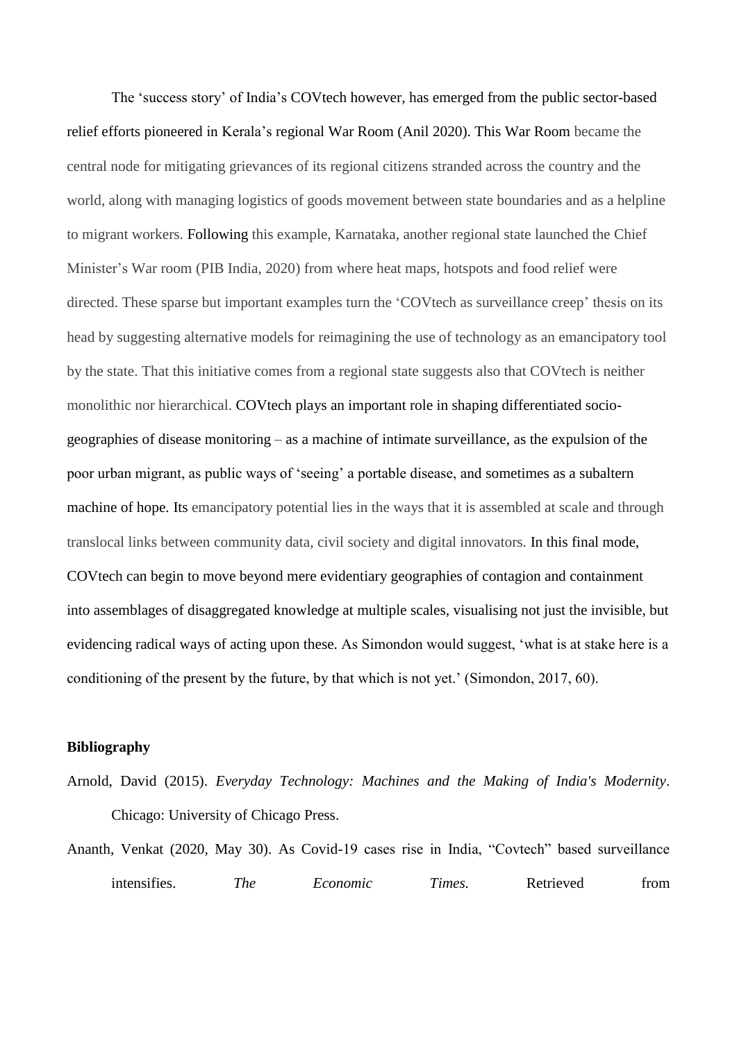The 'success story' of India's COVtech however, has emerged from the public sector-based relief efforts pioneered in Kerala's regional War Room (Anil 2020). This War Room became the central node for mitigating grievances of its regional citizens stranded across the country and the world, along with managing logistics of goods movement between state boundaries and as a helpline to migrant workers. Following this example, Karnataka, another regional state launched the Chief Minister's War room (PIB India, 2020) from where heat maps, hotspots and food relief were directed. These sparse but important examples turn the 'COVtech as surveillance creep' thesis on its head by suggesting alternative models for reimagining the use of technology as an emancipatory tool by the state. That this initiative comes from a regional state suggests also that COVtech is neither monolithic nor hierarchical. COVtech plays an important role in shaping differentiated socio-geographies of disease monitoring – as a machine of intimate surveillance, as the expulsion of the poor urban migrant, as public ways of 'seeing' a portable disease, and sometimes as a subaltern machine of hope. Its emancipatory potential lies in the ways that it is assembled at scale and through translocal links between community data, civil society and digital innovators. In this final mode, COVtech can begin to move beyond mere evidentiary geographies of contagion and containment into assemblages of disaggregated knowledge at multiple scales, visualising not just the invisible, but evidencing radical ways of acting upon these. As Simondon would suggest, 'what is at stake here is a conditioning of the present by the future, by that which is not yet.' (Simondon, 2017, 60).

**Bibliography**

Arnold, David (2015). *Everyday Technology: Machines and the Making of India's Modernity*. Chicago: University of Chicago Press.

Ananth, Venkat (2020, May 30). As Covid-19 cases rise in India, "Covtech" based surveillance intensifies. *The Economic Times.* Retrieved from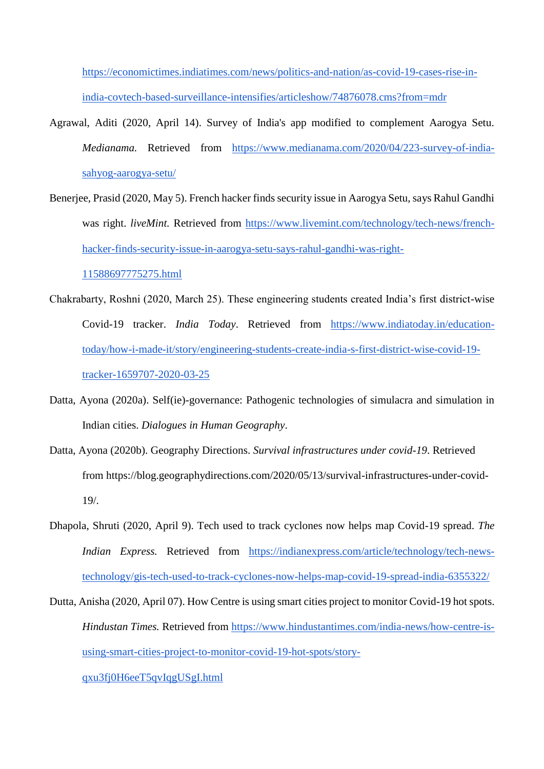https://economictimes.indiatimes.com/news/politics-and-nation/as-covid-19-cases-rise-in-india-covtech-based-surveillance-intensifies/articleshow/74876078.cms?from=mdr

Agrawal, Aditi (2020, April 14). Survey of India's app modified to complement Aarogya Setu. *Medianama.* Retrieved from https://www.medianama.com/2020/04/223-survey-of-india-sahyog-aarogya-setu/

Benerjee, Prasid (2020, May 5). French hacker finds security issue in Aarogya Setu, says Rahul Gandhi was right. *liveMint.* Retrieved from https://www.livemint.com/technology/tech-news/french-hacker-finds-security-issue-in-aarogya-setu-says-rahul-gandhi-was-right-11588697775275.html

Chakrabarty, Roshni (2020, March 25). These engineering students created India's first district-wise Covid-19 tracker. *India Today*. Retrieved from https://www.indiatoday.in/education-today/how-i-made-it/story/engineering-students-create-india-s-first-district-wise-covid-19-tracker-1659707-2020-03-25

Datta, Ayona (2020a). Self(ie)-governance: Pathogenic technologies of simulacra and simulation in Indian cities. *Dialogues in Human Geography*.

Datta, Ayona (2020b). Geography Directions. *Survival infrastructures under covid-19*. Retrieved from https://blog.geographydirections.com/2020/05/13/survival-infrastructures-under-covid-19/.

Dhapola, Shruti (2020, April 9). Tech used to track cyclones now helps map Covid-19 spread. *The Indian Express.* Retrieved from https://indianexpress.com/article/technology/tech-news-technology/gis-tech-used-to-track-cyclones-now-helps-map-covid-19-spread-india-6355322/

Dutta, Anisha (2020, April 07). How Centre is using smart cities project to monitor Covid-19 hot spots. *Hindustan Times.* Retrieved from https://www.hindustantimes.com/india-news/how-centre-is-using-smart-cities-project-to-monitor-covid-19-hot-spots/story-qxu3fj0H6eeT5qvIqgUSgI.html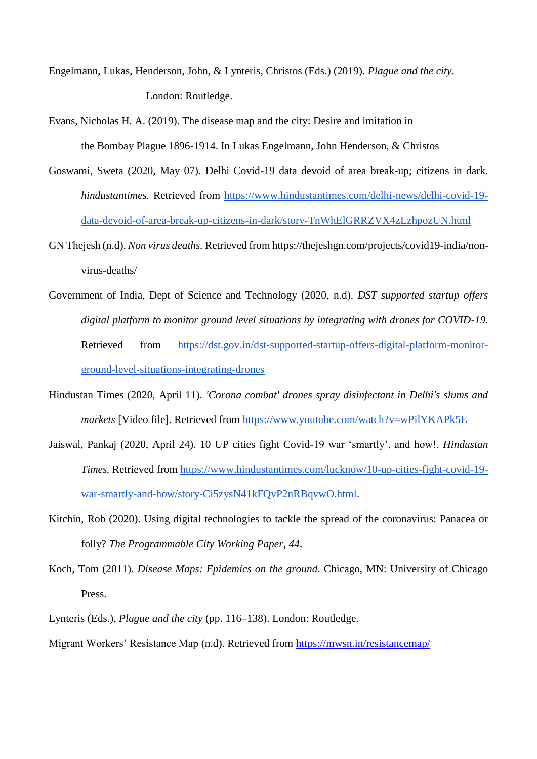Engelmann, Lukas, Henderson, John, & Lynteris, Christos (Eds.) (2019). *Plague and the city*. London: Routledge.

Evans, Nicholas H. A. (2019). The disease map and the city: Desire and imitation in the Bombay Plague 1896-1914. In Lukas Engelmann, John Henderson, & Christos

Goswami, Sweta (2020, May 07). Delhi Covid-19 data devoid of area break-up; citizens in dark. *hindustantimes.* Retrieved from [https://www.hindustantimes.com/delhi-news/delhi-covid-19-data-devoid-of-area-break-up-citizens-in-dark/story-TnWhElGRRZVX4zLzhpozUN.html](https://www.hindustantimes.com/delhi-news/delhi-covid-19-data-devoid-of-area-break-up-citizens-in-dark/story-TnWhElGRRZVX4zLzhpozUN.html)

GN Thejesh (n.d). *Non virus deaths*. Retrieved from https://thejeshgn.com/projects/covid19-india/non-virus-deaths/

Government of India, Dept of Science and Technology (2020, n.d). *DST supported startup offers digital platform to monitor ground level situations by integrating with drones for COVID-19.* Retrieved from [https://dst.gov.in/dst-supported-startup-offers-digital-platform-monitor-ground-level-situations-integrating-drones](https://dst.gov.in/dst-supported-startup-offers-digital-platform-monitor-ground-level-situations-integrating-drones)

Hindustan Times (2020, April 11). *'Corona combat' drones spray disinfectant in Delhi's slums and markets* [Video file]. Retrieved from [https://www.youtube.com/watch?v=wPilYKAPk5E](https://www.youtube.com/watch?v=wPilYKAPk5E)

Jaiswal, Pankaj (2020, April 24). 10 UP cities fight Covid-19 war 'smartly', and how!. *Hindustan Times.* Retrieved from [https://www.hindustantimes.com/lucknow/10-up-cities-fight-covid-19-war-smartly-and-how/story-Ci5zysN41kFQvP2nRBqvwO.html](https://www.hindustantimes.com/lucknow/10-up-cities-fight-covid-19-war-smartly-and-how/story-Ci5zysN41kFQvP2nRBqvwO.html).

Kitchin, Rob (2020). Using digital technologies to tackle the spread of the coronavirus: Panacea or folly? *The Programmable City Working Paper*, *44*.

Koch, Tom (2011). *Disease Maps: Epidemics on the ground*. Chicago, MN: University of Chicago Press.

Lynteris (Eds.), *Plague and the city* (pp. 116–138). London: Routledge.

Migrant Workers' Resistance Map (n.d). Retrieved from [https://mwsn.in/resistancemap/](https://mwsn.in/resistancemap/)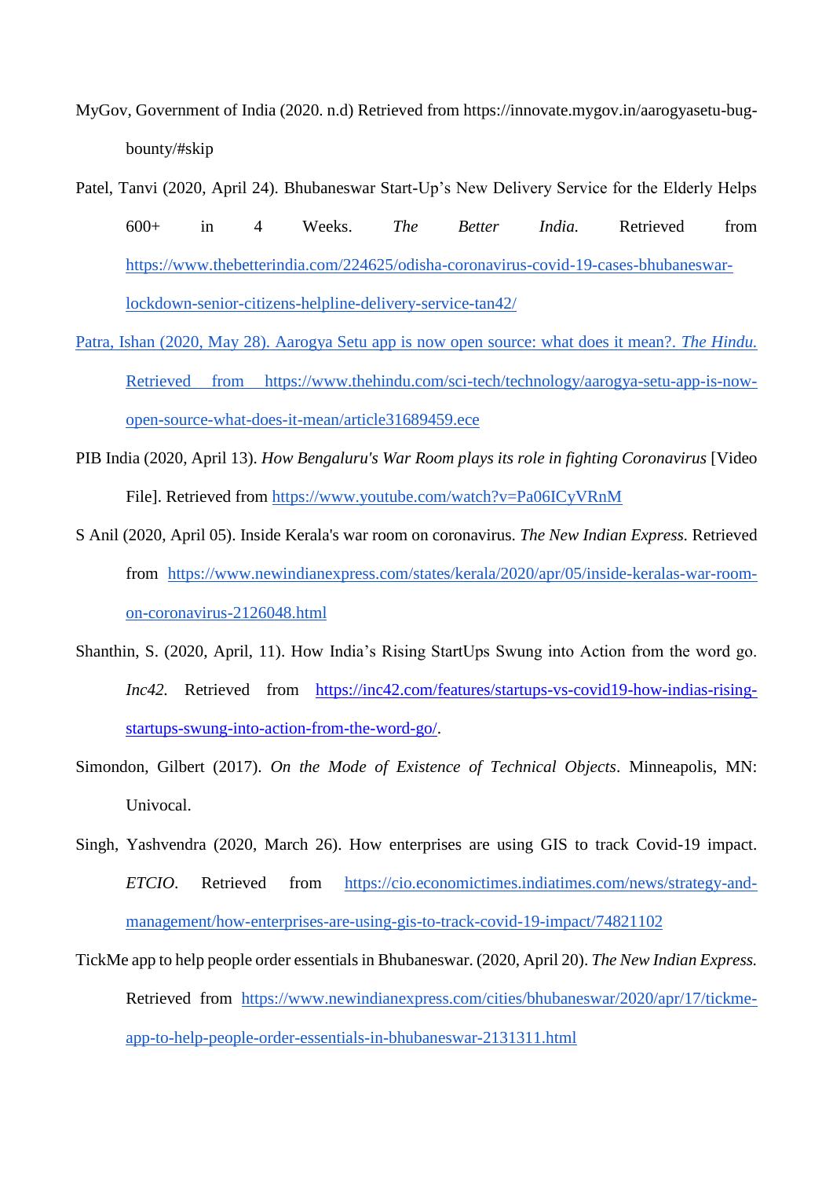MyGov, Government of India (2020. n.d) Retrieved from https://innovate.mygov.in/aarogyasetu-bug-bounty/#skip

Patel, Tanvi (2020, April 24). Bhubaneswar Start-Up's New Delivery Service for the Elderly Helps 600+ in 4 Weeks. *The Better India.* Retrieved from https://www.thebetterindia.com/224625/odisha-coronavirus-covid-19-cases-bhubaneswar-lockdown-senior-citizens-helpline-delivery-service-tan42/

Patra, Ishan (2020, May 28). Aarogya Setu app is now open source: what does it mean?. *The Hindu.* Retrieved from https://www.thehindu.com/sci-tech/technology/aarogya-setu-app-is-now-open-source-what-does-it-mean/article31689459.ece

PIB India (2020, April 13). *How Bengaluru's War Room plays its role in fighting Coronavirus* [Video File]. Retrieved from https://www.youtube.com/watch?v=Pa06ICyVRnM

S Anil (2020, April 05). Inside Kerala's war room on coronavirus. *The New Indian Express.* Retrieved from https://www.newindianexpress.com/states/kerala/2020/apr/05/inside-keralas-war-room-on-coronavirus-2126048.html

Shanthin, S. (2020, April, 11). How India's Rising StartUps Swung into Action from the word go. *Inc42.* Retrieved from https://inc42.com/features/startups-vs-covid19-how-indias-rising-startups-swung-into-action-from-the-word-go/.

Simondon, Gilbert (2017). *On the Mode of Existence of Technical Objects*. Minneapolis, MN: Univocal.

Singh, Yashvendra (2020, March 26). How enterprises are using GIS to track Covid-19 impact. *ETCIO.* Retrieved from https://cio.economictimes.indiatimes.com/news/strategy-and-management/how-enterprises-are-using-gis-to-track-covid-19-impact/74821102

TickMe app to help people order essentials in Bhubaneswar. (2020, April 20). *The New Indian Express.* Retrieved from https://www.newindianexpress.com/cities/bhubaneswar/2020/apr/17/tickme-app-to-help-people-order-essentials-in-bhubaneswar-2131311.html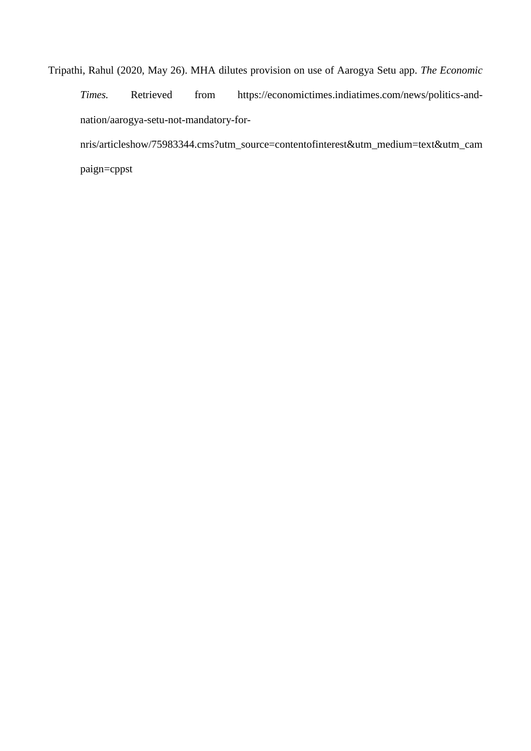Tripathi, Rahul (2020, May 26). MHA dilutes provision on use of Aarogya Setu app. *The Economic Times.* Retrieved from https://economictimes.indiatimes.com/news/politics-and-nation/aarogya-setu-not-mandatory-for-nris/articleshow/75983344.cms?utm_source=contentofinterest&utm_medium=text&utm_campaign=cppst